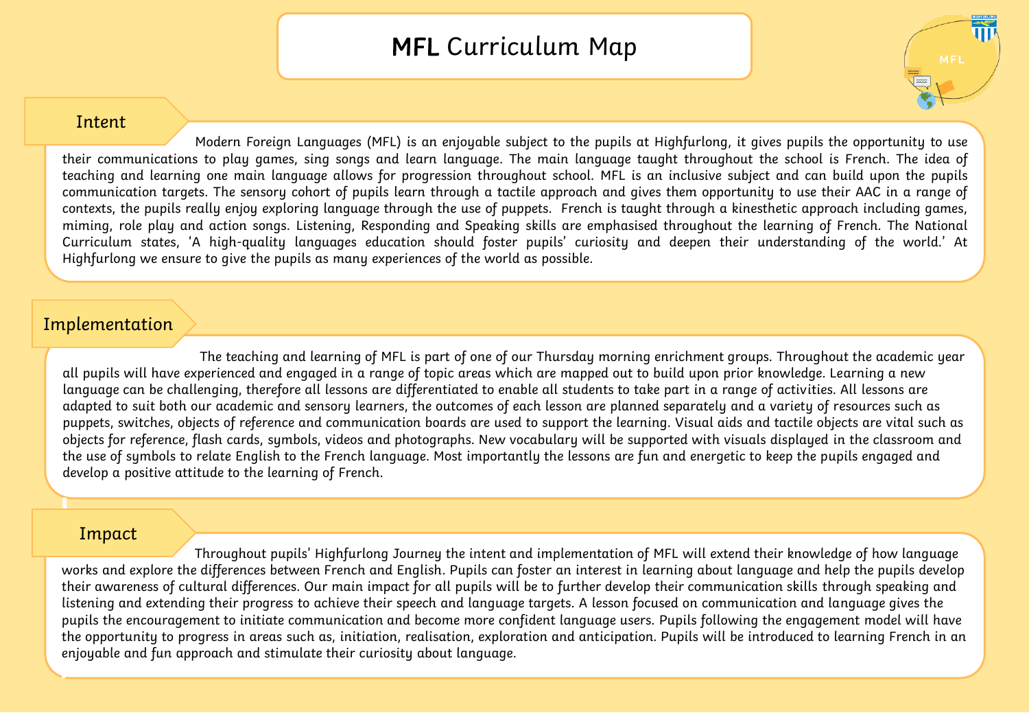# MFL Curriculum Map

## Intent

Modern Foreign Languages (MFL) is an enjoyable subject to the pupils at Highfurlong, it gives pupils the opportunity to use their communications to play games, sing songs and learn language. The main language taught throughout the school is French. The idea of teaching and learning one main language allows for progression throughout school. MFL is an inclusive subject and can build upon the pupils communication targets. The sensory cohort of pupils learn through a tactile approach and gives them opportunity to use their AAC in a range of contexts, the pupils really enjoy exploring language through the use of puppets. French is taught through a kinesthetic approach including games, miming, role play and action songs. Listening, Responding and Speaking skills are emphasised throughout the learning of French. The National Curriculum states, 'A high-quality languages education should foster pupils' curiosity and deepen their understanding of the world.' At Highfurlong we ensure to give the pupils as many experiences of the world as possible.

## Implementation

The teaching and learning of MFL is part of one of our Thursday morning enrichment groups. Throughout the academic year all pupils will have experienced and engaged in a range of topic areas which are mapped out to build upon prior knowledge. Learning a new language can be challenging, therefore all lessons are differentiated to enable all students to take part in a range of activities. All lessons are adapted to suit both our academic and sensory learners, the outcomes of each lesson are planned separately and a variety of resources such as puppets, switches, objects of reference and communication boards are used to support the learning. Visual aids and tactile objects are vital such as objects for reference, flash cards, symbols, videos and photographs. New vocabulary will be supported with visuals displayed in the classroom and the use of symbols to relate English to the French language. Most importantly the lessons are fun and energetic to keep the pupils engaged and develop a positive attitude to the learning of French.

## Impact

Throughout pupils' Highfurlong Journey the intent and implementation of MFL will extend their knowledge of how language works and explore the differences between French and English. Pupils can foster an interest in learning about language and help the pupils develop their awareness of cultural differences. Our main impact for all pupils will be to further develop their communication skills through speaking and listening and extending their progress to achieve their speech and language targets. A lesson focused on communication and language gives the pupils the encouragement to initiate communication and become more confident language users. Pupils following the engagement model will have the opportunity to progress in areas such as, initiation, realisation, exploration and anticipation. Pupils will be introduced to learning French in an enjoyable and fun approach and stimulate their curiosity about language.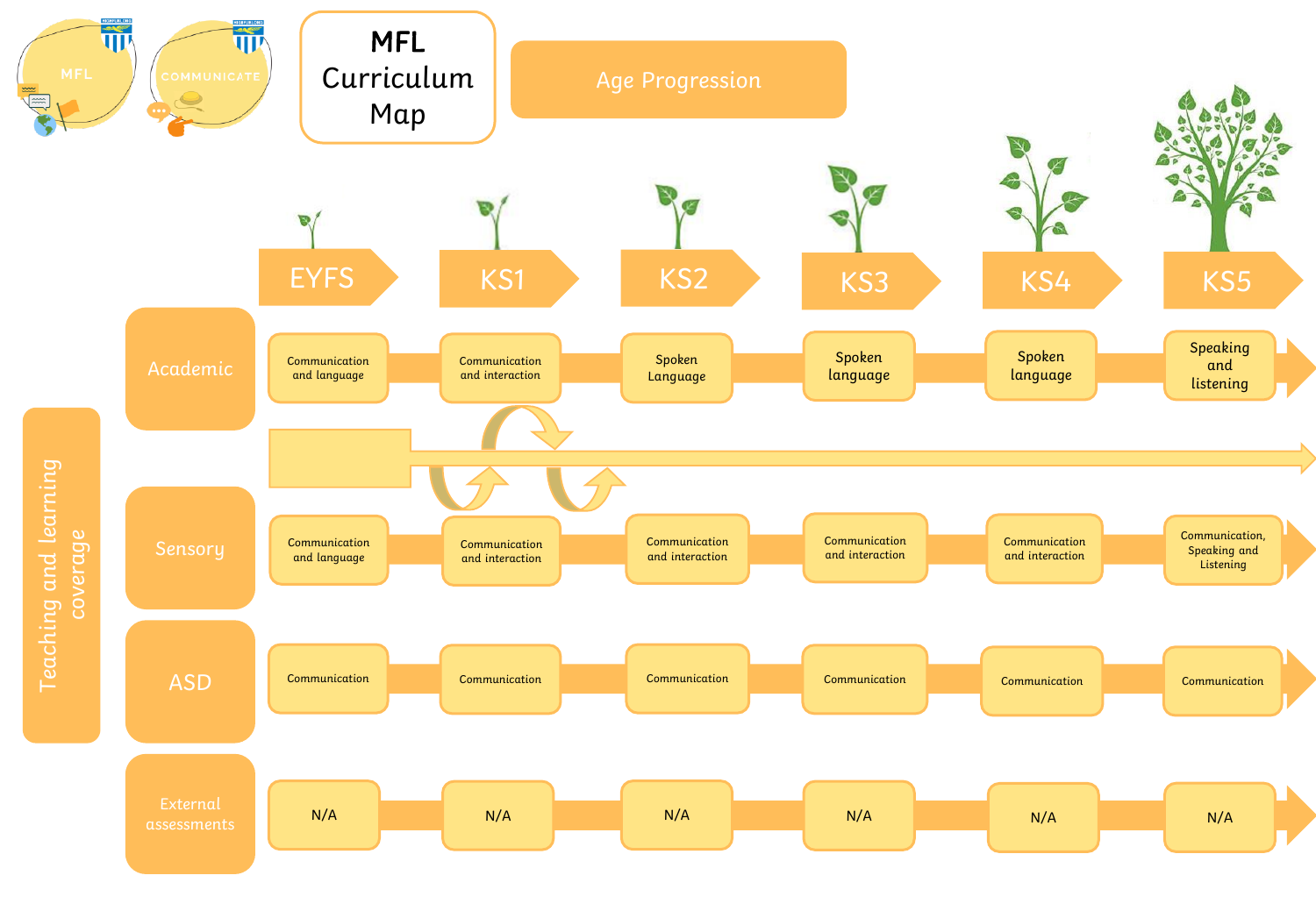# MFL Curriculum Map

MFL

COMMUNICATE

## Age Progression

**Teaching and learning coverage**

| | EYFS | KS1 | KS2 | KS3 | KS4 | KS5 |
|---|---|---|---|---|---|---|
| Academic | Communication and language | Communication and interaction | Spoken Language | Spoken language | Spoken language | Speaking and listening |
| Sensory | Communication and language | Communication and interaction | Communication and interaction | Communication and interaction | Communication and interaction | Communication, Speaking and Listening |
| ASD | Communication | Communication | Communication | Communication | Communication | Communication |
| External assessments | N/A | N/A | N/A | N/A | N/A | N/A |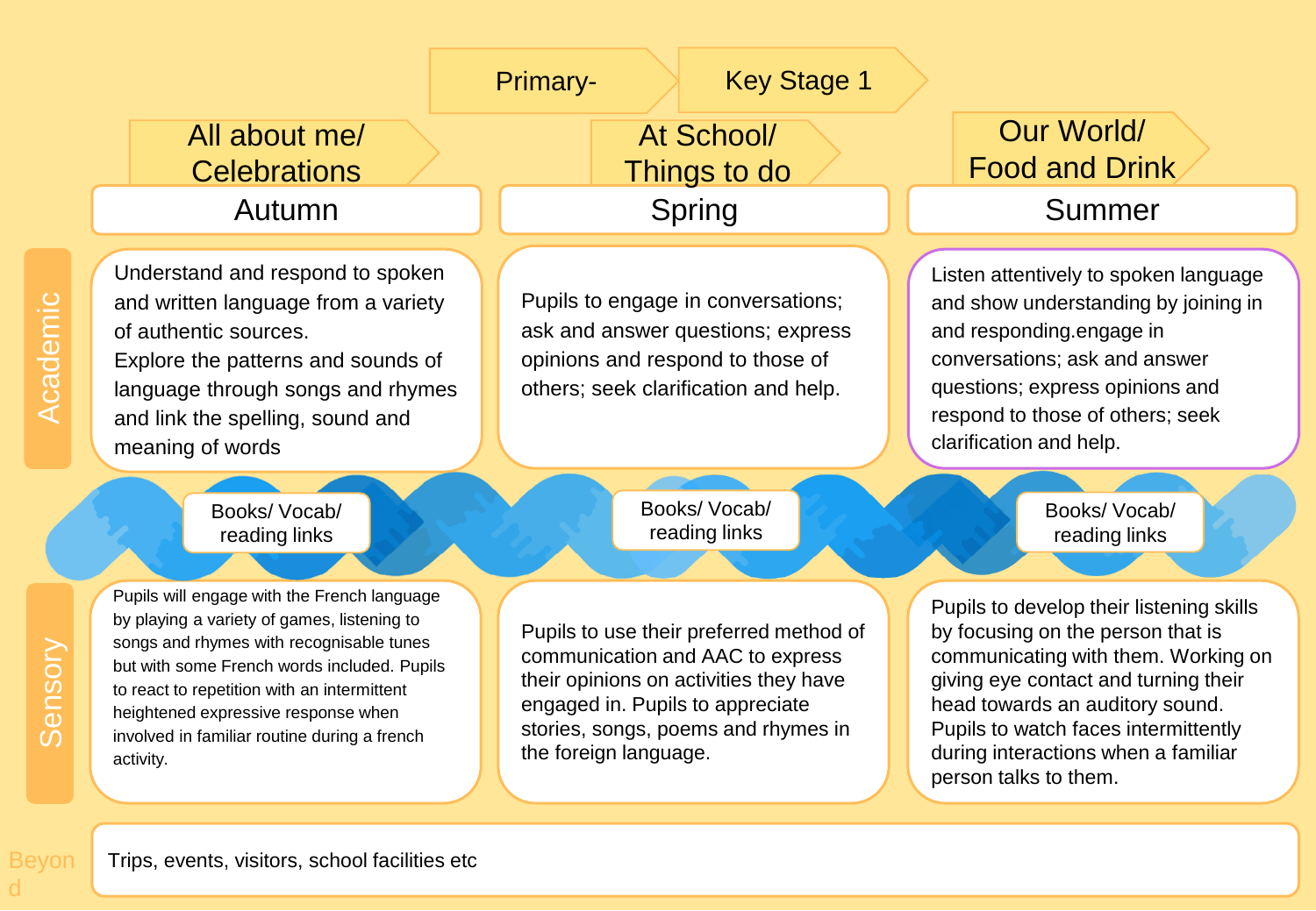# Primary- Key Stage 1

| | Autumn | Spring | Summer |
|---|---|---|---|
| | All about me/ Celebrations | At School/ Things to do | Our World/ Food and Drink |
| **Academic** | Understand and respond to spoken and written language from a variety of authentic sources. Explore the patterns and sounds of language through songs and rhymes and link the spelling, sound and meaning of words | Pupils to engage in conversations; ask and answer questions; express opinions and respond to those of others; seek clarification and help. | Listen attentively to spoken language and show understanding by joining in and responding.engage in conversations; ask and answer questions; express opinions and respond to those of others; seek clarification and help. |
| | Books/ Vocab/ reading links | Books/ Vocab/ reading links | Books/ Vocab/ reading links |
| **Sensory** | Pupils will engage with the French language by playing a variety of games, listening to songs and rhymes with recognisable tunes but with some French words included. Pupils to react to repetition with an intermittent heightened expressive response when involved in familiar routine during a french activity. | Pupils to use their preferred method of communication and AAC to express their opinions on activities they have engaged in. Pupils to appreciate stories, songs, poems and rhymes in the foreign language. | Pupils to develop their listening skills by focusing on the person that is communicating with them. Working on giving eye contact and turning their head towards an auditory sound. Pupils to watch faces intermittently during interactions when a familiar person talks to them. |
| **Beyond** | Trips, events, visitors, school facilities etc | | |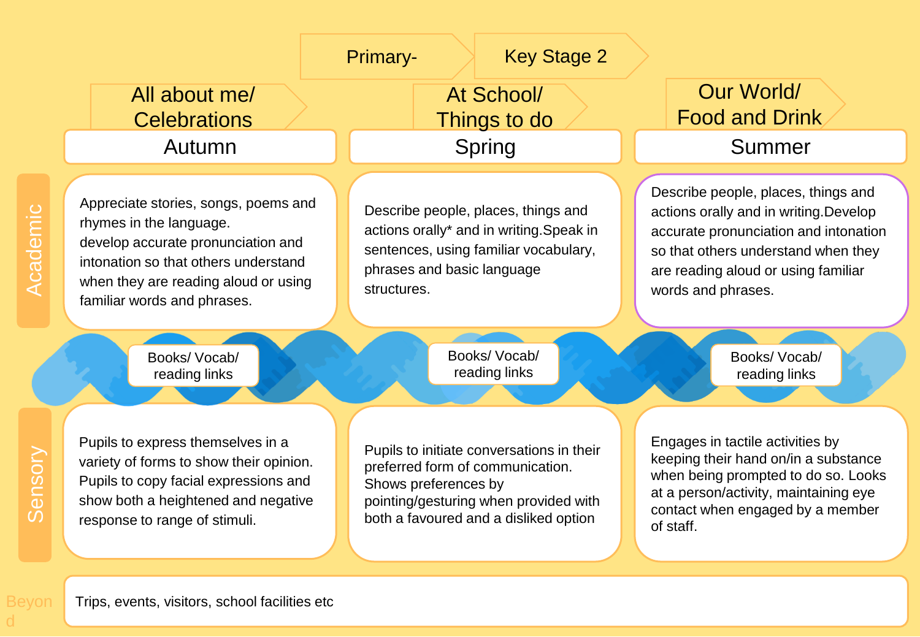# Primary- Key Stage 2

| | All about me/ Celebrations | At School/ Things to do | Our World/ Food and Drink |
|---|---|---|---|
| | **Autumn** | **Spring** | **Summer** |
| **Academic** | Appreciate stories, songs, poems and rhymes in the language. develop accurate pronunciation and intonation so that others understand when they are reading aloud or using familiar words and phrases. | Describe people, places, things and actions orally* and in writing.Speak in sentences, using familiar vocabulary, phrases and basic language structures. | Describe people, places, things and actions orally and in writing.Develop accurate pronunciation and intonation so that others understand when they are reading aloud or using familiar words and phrases. |
| | Books/ Vocab/ reading links | Books/ Vocab/ reading links | Books/ Vocab/ reading links |
| **Sensory** | Pupils to express themselves in a variety of forms to show their opinion. Pupils to copy facial expressions and show both a heightened and negative response to range of stimuli. | Pupils to initiate conversations in their preferred form of communication. Shows preferences by pointing/gesturing when provided with both a favoured and a disliked option | Engages in tactile activities by keeping their hand on/in a substance when being prompted to do so. Looks at a person/activity, maintaining eye contact when engaged by a member of staff. |
| **Beyond** | Trips, events, visitors, school facilities etc | | |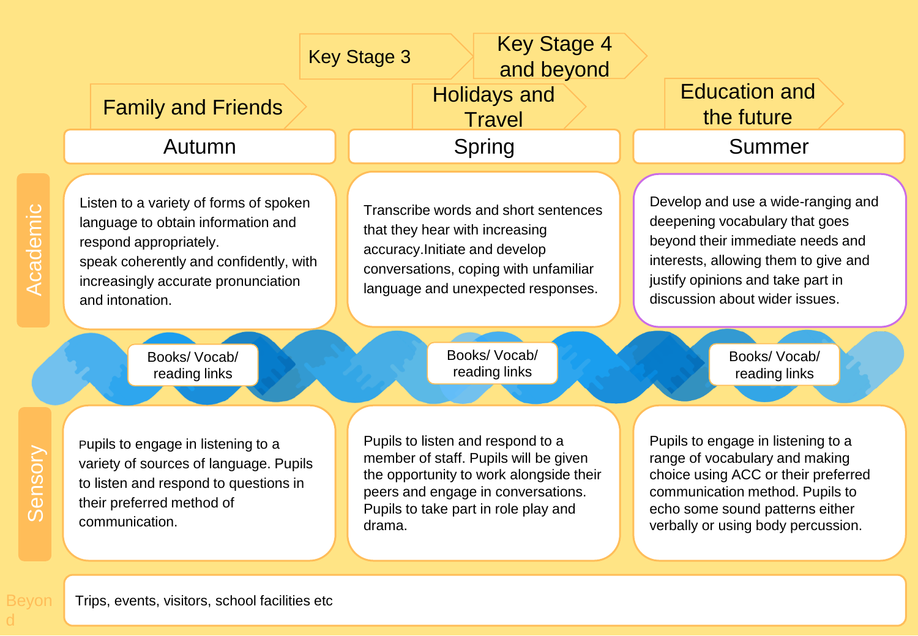Key Stage 3

Key Stage 4 and beyond

| | Autumn | Spring | Summer |
| --- | --- | --- | --- |
| | Family and Friends | Holidays and Travel | Education and the future |
| Academic | Listen to a variety of forms of spoken language to obtain information and respond appropriately. speak coherently and confidently, with increasingly accurate pronunciation and intonation. | Transcribe words and short sentences that they hear with increasing accuracy.Initiate and develop conversations, coping with unfamiliar language and unexpected responses. | Develop and use a wide-ranging and deepening vocabulary that goes beyond their immediate needs and interests, allowing them to give and justify opinions and take part in discussion about wider issues. |
| | Books/ Vocab/ reading links | Books/ Vocab/ reading links | Books/ Vocab/ reading links |
| Sensory | Pupils to engage in listening to a variety of sources of language. Pupils to listen and respond to questions in their preferred method of communication. | Pupils to listen and respond to a member of staff. Pupils will be given the opportunity to work alongside their peers and engage in conversations. Pupils to take part in role play and drama. | Pupils to engage in listening to a range of vocabulary and making choice using ACC or their preferred communication method. Pupils to echo some sound patterns either verbally or using body percussion. |
| Beyond | Trips, events, visitors, school facilities etc | | |